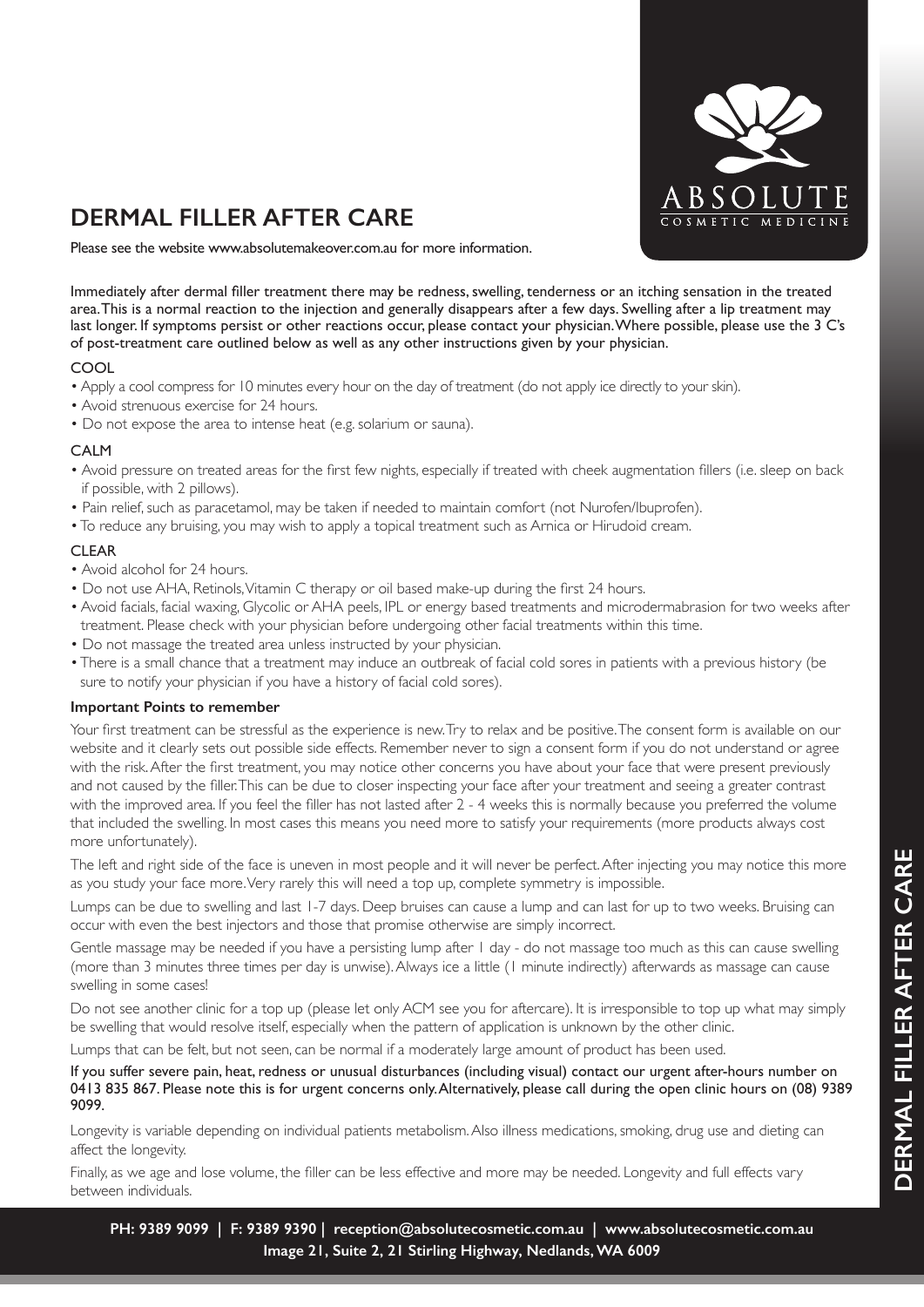ABSOLUTE
COSMETIC MEDICINE

# DERMAL FILLER AFTER CARE

Please see the website www.absolutemakeover.com.au for more information.

Immediately after dermal filler treatment there may be redness, swelling, tenderness or an itching sensation in the treated area. This is a normal reaction to the injection and generally disappears after a few days. Swelling after a lip treatment may last longer. If symptoms persist or other reactions occur, please contact your physician. Where possible, please use the 3 C's of post-treatment care outlined below as well as any other instructions given by your physician.

## COOL

- Apply a cool compress for 10 minutes every hour on the day of treatment (do not apply ice directly to your skin).
- Avoid strenuous exercise for 24 hours.
- Do not expose the area to intense heat (e.g. solarium or sauna).

## CALM

- Avoid pressure on treated areas for the first few nights, especially if treated with cheek augmentation fillers (i.e. sleep on back if possible, with 2 pillows).
- Pain relief, such as paracetamol, may be taken if needed to maintain comfort (not Nurofen/Ibuprofen).
- To reduce any bruising, you may wish to apply a topical treatment such as Arnica or Hirudoid cream.

## CLEAR

- Avoid alcohol for 24 hours.
- Do not use AHA, Retinols, Vitamin C therapy or oil based make-up during the first 24 hours.
- Avoid facials, facial waxing, Glycolic or AHA peels, IPL or energy based treatments and microdermabrasion for two weeks after treatment. Please check with your physician before undergoing other facial treatments within this time.
- Do not massage the treated area unless instructed by your physician.
- There is a small chance that a treatment may induce an outbreak of facial cold sores in patients with a previous history (be sure to notify your physician if you have a history of facial cold sores).

### Important Points to remember

Your first treatment can be stressful as the experience is new. Try to relax and be positive. The consent form is available on our website and it clearly sets out possible side effects. Remember never to sign a consent form if you do not understand or agree with the risk. After the first treatment, you may notice other concerns you have about your face that were present previously and not caused by the filler. This can be due to closer inspecting your face after your treatment and seeing a greater contrast with the improved area. If you feel the filler has not lasted after 2 - 4 weeks this is normally because you preferred the volume that included the swelling. In most cases this means you need more to satisfy your requirements (more products always cost more unfortunately).

The left and right side of the face is uneven in most people and it will never be perfect. After injecting you may notice this more as you study your face more. Very rarely this will need a top up, complete symmetry is impossible.

Lumps can be due to swelling and last 1-7 days. Deep bruises can cause a lump and can last for up to two weeks. Bruising can occur with even the best injectors and those that promise otherwise are simply incorrect.

Gentle massage may be needed if you have a persisting lump after 1 day - do not massage too much as this can cause swelling (more than 3 minutes three times per day is unwise). Always ice a little (1 minute indirectly) afterwards as massage can cause swelling in some cases!

Do not see another clinic for a top up (please let only ACM see you for aftercare). It is irresponsible to top up what may simply be swelling that would resolve itself, especially when the pattern of application is unknown by the other clinic.

Lumps that can be felt, but not seen, can be normal if a moderately large amount of product has been used.

If you suffer severe pain, heat, redness or unusual disturbances (including visual) contact our urgent after-hours number on 0413 835 867. Please note this is for urgent concerns only. Alternatively, please call during the open clinic hours on (08) 9389 9099.

Longevity is variable depending on individual patients metabolism. Also illness medications, smoking, drug use and dieting can affect the longevity.

Finally, as we age and lose volume, the filler can be less effective and more may be needed. Longevity and full effects vary between individuals.

**PH: 9389 9099 | F: 9389 9390 | reception@absolutecosmetic.com.au | www.absolutecosmetic.com.au**
**Image 21, Suite 2, 21 Stirling Highway, Nedlands, WA 6009**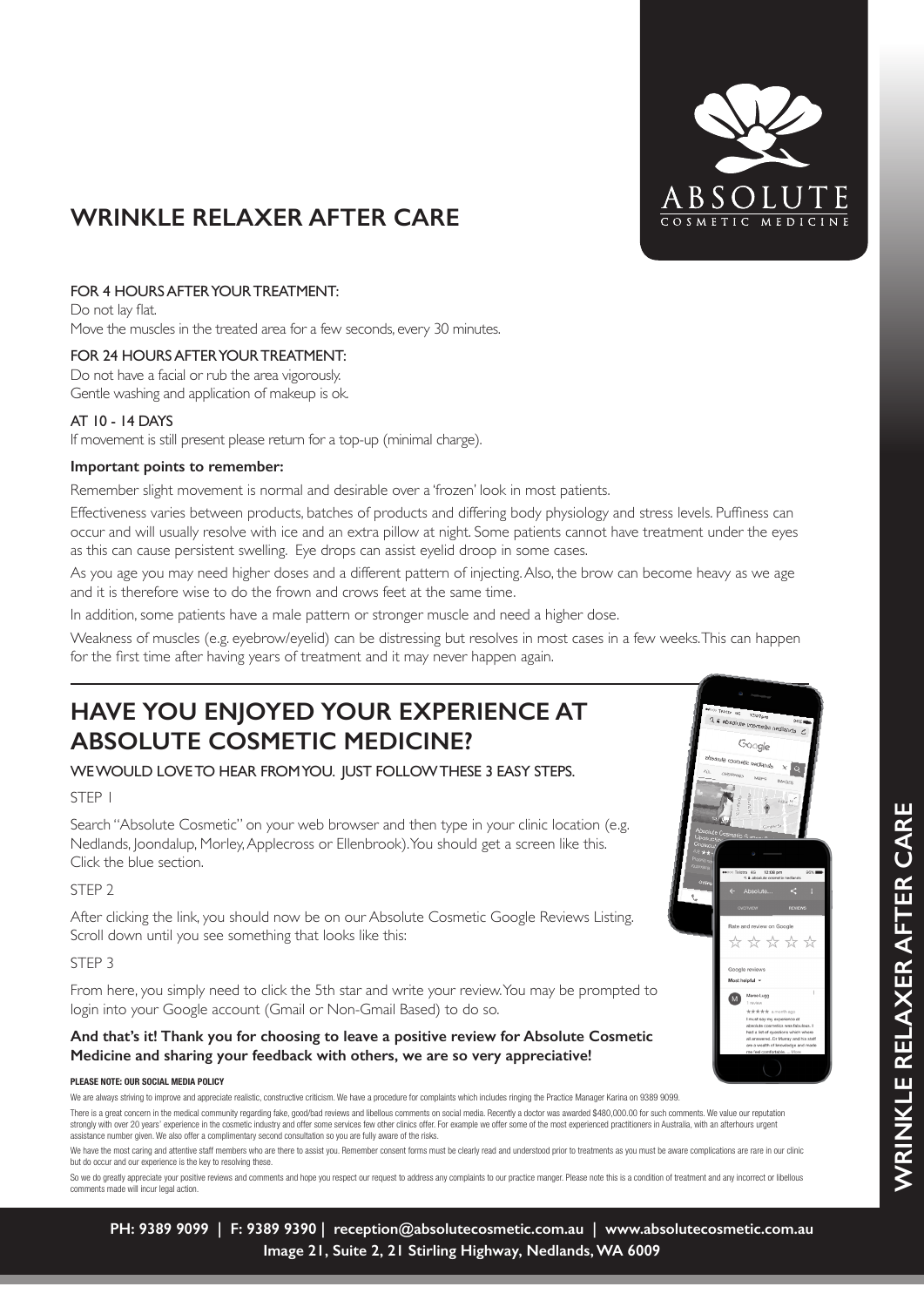# WRINKLE RELAXER AFTER CARE

FOR 4 HOURS AFTER YOUR TREATMENT:

Do not lay flat.

Move the muscles in the treated area for a few seconds, every 30 minutes.

FOR 24 HOURS AFTER YOUR TREATMENT:

Do not have a facial or rub the area vigorously.

Gentle washing and application of makeup is ok.

AT 10 - 14 DAYS

If movement is still present please return for a top-up (minimal charge).

**Important points to remember:**

Remember slight movement is normal and desirable over a 'frozen' look in most patients.

Effectiveness varies between products, batches of products and differing body physiology and stress levels. Puffiness can occur and will usually resolve with ice and an extra pillow at night. Some patients cannot have treatment under the eyes as this can cause persistent swelling. Eye drops can assist eyelid droop in some cases.

As you age you may need higher doses and a different pattern of injecting. Also, the brow can become heavy as we age and it is therefore wise to do the frown and crows feet at the same time.

In addition, some patients have a male pattern or stronger muscle and need a higher dose.

Weakness of muscles (e.g. eyebrow/eyelid) can be distressing but resolves in most cases in a few weeks. This can happen for the first time after having years of treatment and it may never happen again.

## HAVE YOU ENJOYED YOUR EXPERIENCE AT ABSOLUTE COSMETIC MEDICINE?

WE WOULD LOVE TO HEAR FROM YOU. JUST FOLLOW THESE 3 EASY STEPS.

STEP 1

Search "Absolute Cosmetic" on your web browser and then type in your clinic location (e.g. Nedlands, Joondalup, Morley, Applecross or Ellenbrook). You should get a screen like this. Click the blue section.

STEP 2

After clicking the link, you should now be on our Absolute Cosmetic Google Reviews Listing. Scroll down until you see something that looks like this:

STEP 3

From here, you simply need to click the 5th star and write your review. You may be prompted to login into your Google account (Gmail or Non-Gmail Based) to do so.

**And that's it! Thank you for choosing to leave a positive review for Absolute Cosmetic Medicine and sharing your feedback with others, we are so very appreciative!**

**PLEASE NOTE: OUR SOCIAL MEDIA POLICY**

We are always striving to improve and appreciate realistic, constructive criticism. We have a procedure for complaints which includes ringing the Practice Manager Karina on 9389 9099.

There is a great concern in the medical community regarding fake, good/bad reviews and libellous comments on social media. Recently a doctor was awarded $480,000.00 for such comments. We value our reputation strongly with over 20 years' experience in the cosmetic industry and offer some services few other clinics offer. For example we offer some of the most experienced practitioners in Australia, with an afterhours urgent assistance number given. We also offer a complimentary second consultation so you are fully aware of the risks.

We have the most caring and attentive staff members who are there to assist you. Remember consent forms must be clearly read and understood prior to treatments as you must be aware complications are rare in our clinic but do occur and our experience is the key to resolving these.

So we do greatly appreciate your positive reviews and comments and hope you respect our request to address any complaints to our practice manger. Please note this is a condition of treatment and any incorrect or libellous comments made will incur legal action.

**PH: 9389 9099 | F: 9389 9390 | reception@absolutecosmetic.com.au | www.absolutecosmetic.com.au**
**Image 21, Suite 2, 21 Stirling Highway, Nedlands, WA 6009**